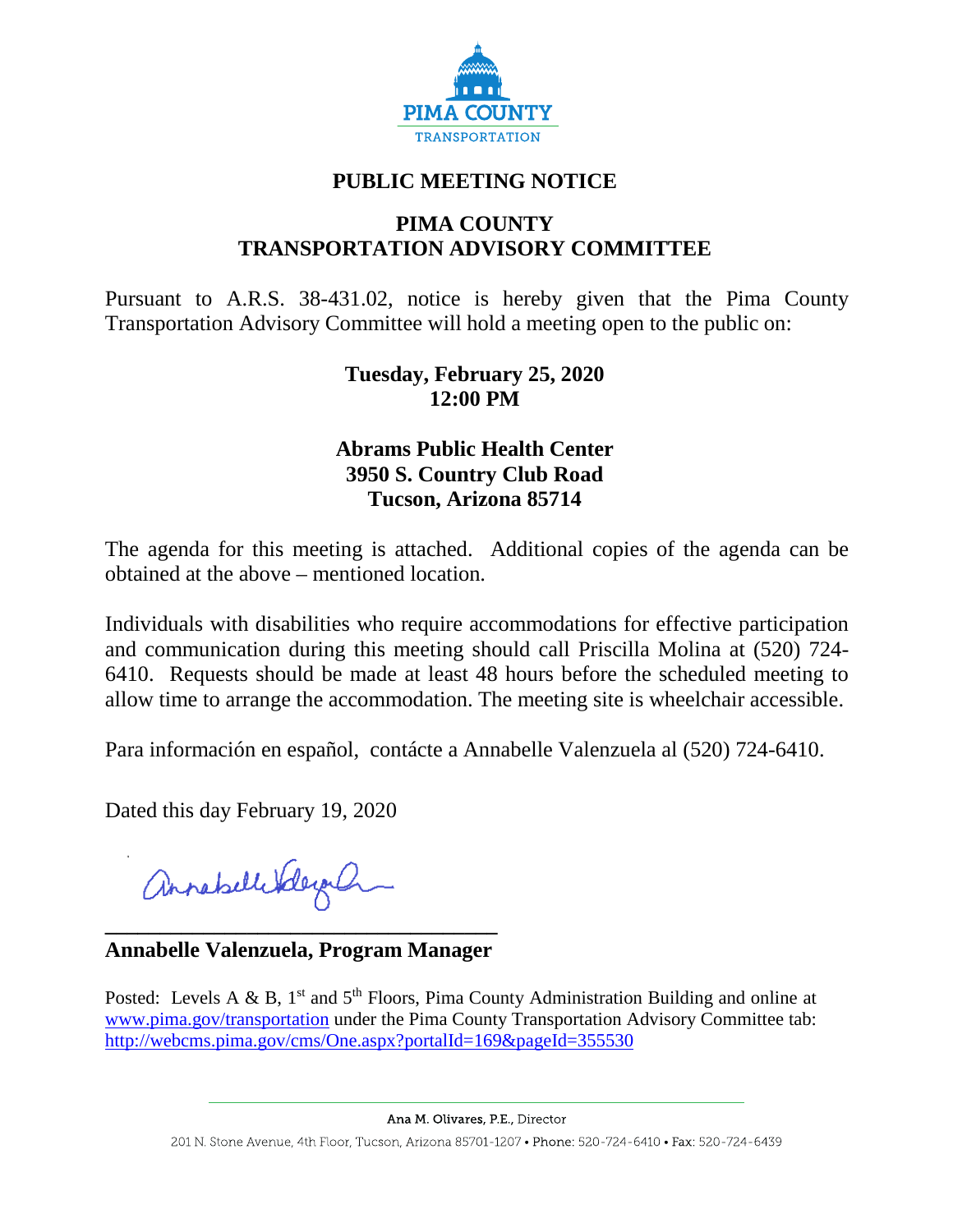PIMA COUNTY
TRANSPORTATION

# PUBLIC MEETING NOTICE

## PIMA COUNTY
## TRANSPORTATION ADVISORY COMMITTEE

Pursuant to A.R.S. 38-431.02, notice is hereby given that the Pima County Transportation Advisory Committee will hold a meeting open to the public on:

**Tuesday, February 25, 2020**
**12:00 PM**

**Abrams Public Health Center**
**3950 S. Country Club Road**
**Tucson, Arizona 85714**

The agenda for this meeting is attached. Additional copies of the agenda can be obtained at the above – mentioned location.

Individuals with disabilities who require accommodations for effective participation and communication during this meeting should call Priscilla Molina at (520) 724-6410. Requests should be made at least 48 hours before the scheduled meeting to allow time to arrange the accommodation. The meeting site is wheelchair accessible.

Para información en español, contácte a Annabelle Valenzuela al (520) 724-6410.

Dated this day February 19, 2020

**Annabelle Valenzuela, Program Manager**

Posted: Levels A & B, 1st and 5th Floors, Pima County Administration Building and online at www.pima.gov/transportation under the Pima County Transportation Advisory Committee tab: http://webcms.pima.gov/cms/One.aspx?portalId=169&pageId=355530

Ana M. Olivares, P.E., Director

201 N. Stone Avenue, 4th Floor, Tucson, Arizona 85701-1207 • Phone: 520-724-6410 • Fax: 520-724-6439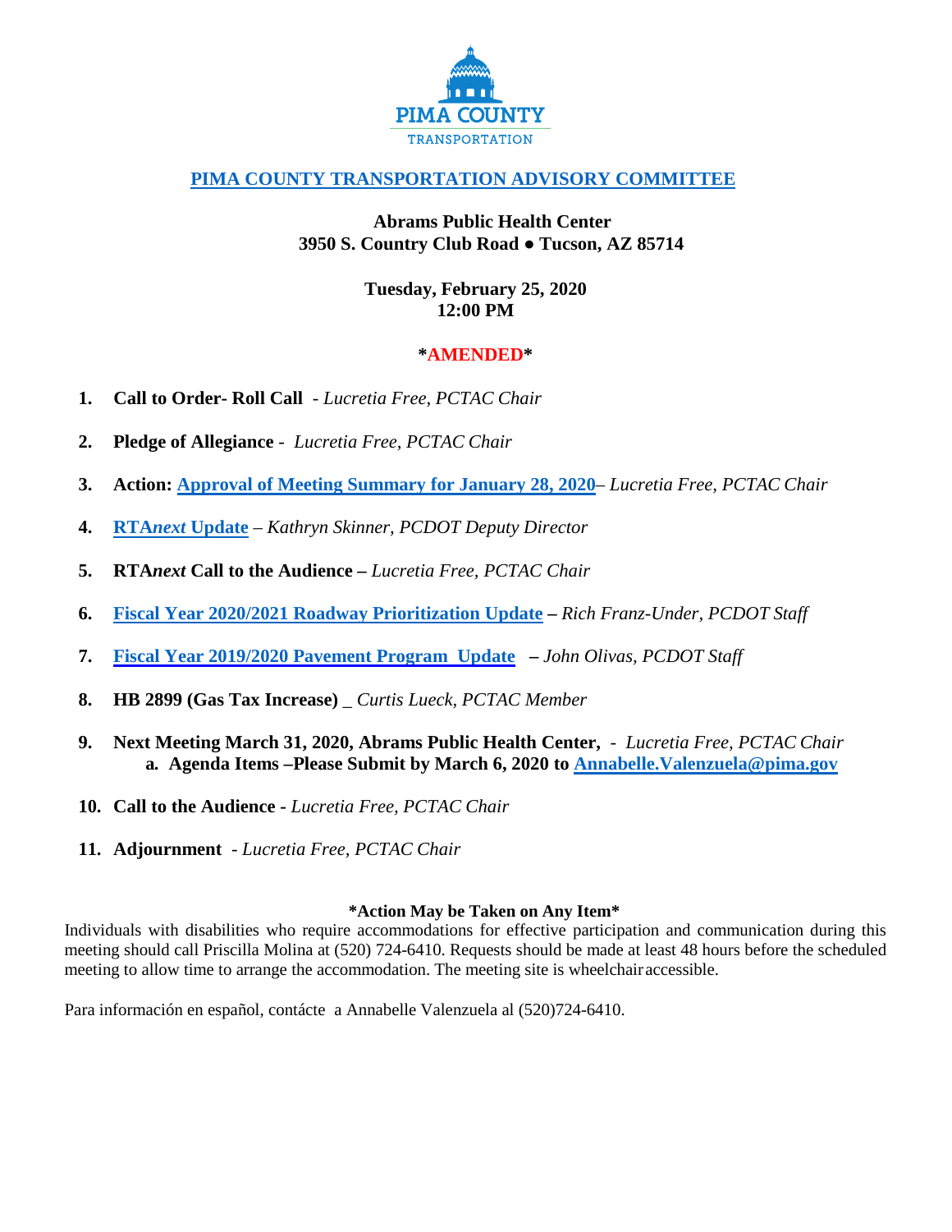PIMA COUNTY
TRANSPORTATION

# PIMA COUNTY TRANSPORTATION ADVISORY COMMITTEE

**Abrams Public Health Center**
**3950 S. Country Club Road ● Tucson, AZ 85714**

**Tuesday, February 25, 2020**
**12:00 PM**

**\*AMENDED\***

1. **Call to Order- Roll Call** - *Lucretia Free, PCTAC Chair*
2. **Pledge of Allegiance** - *Lucretia Free, PCTAC Chair*
3. **Action: Approval of Meeting Summary for January 28, 2020**– *Lucretia Free, PCTAC Chair*
4. **RTA*next* Update** – *Kathryn Skinner, PCDOT Deputy Director*
5. **RTA*next* Call to the Audience –** *Lucretia Free, PCTAC Chair*
6. **Fiscal Year 2020/2021 Roadway Prioritization Update –** *Rich Franz-Under, PCDOT Staff*
7. **Fiscal Year 2019/2020 Pavement Program Update –** *John Olivas, PCDOT Staff*
8. **HB 2899 (Gas Tax Increase)** _ *Curtis Lueck, PCTAC Member*
9. **Next Meeting March 31, 2020, Abrams Public Health Center,** - *Lucretia Free, PCTAC Chair*
   a. **Agenda Items –Please Submit by March 6, 2020 to Annabelle.Valenzuela@pima.gov**
10. **Call to the Audience -** *Lucretia Free, PCTAC Chair*
11. **Adjournment** - *Lucretia Free, PCTAC Chair*

**\*Action May be Taken on Any Item\***

Individuals with disabilities who require accommodations for effective participation and communication during this meeting should call Priscilla Molina at (520) 724-6410. Requests should be made at least 48 hours before the scheduled meeting to allow time to arrange the accommodation. The meeting site is wheelchair accessible.

Para información en español, contácte a Annabelle Valenzuela al (520)724-6410.